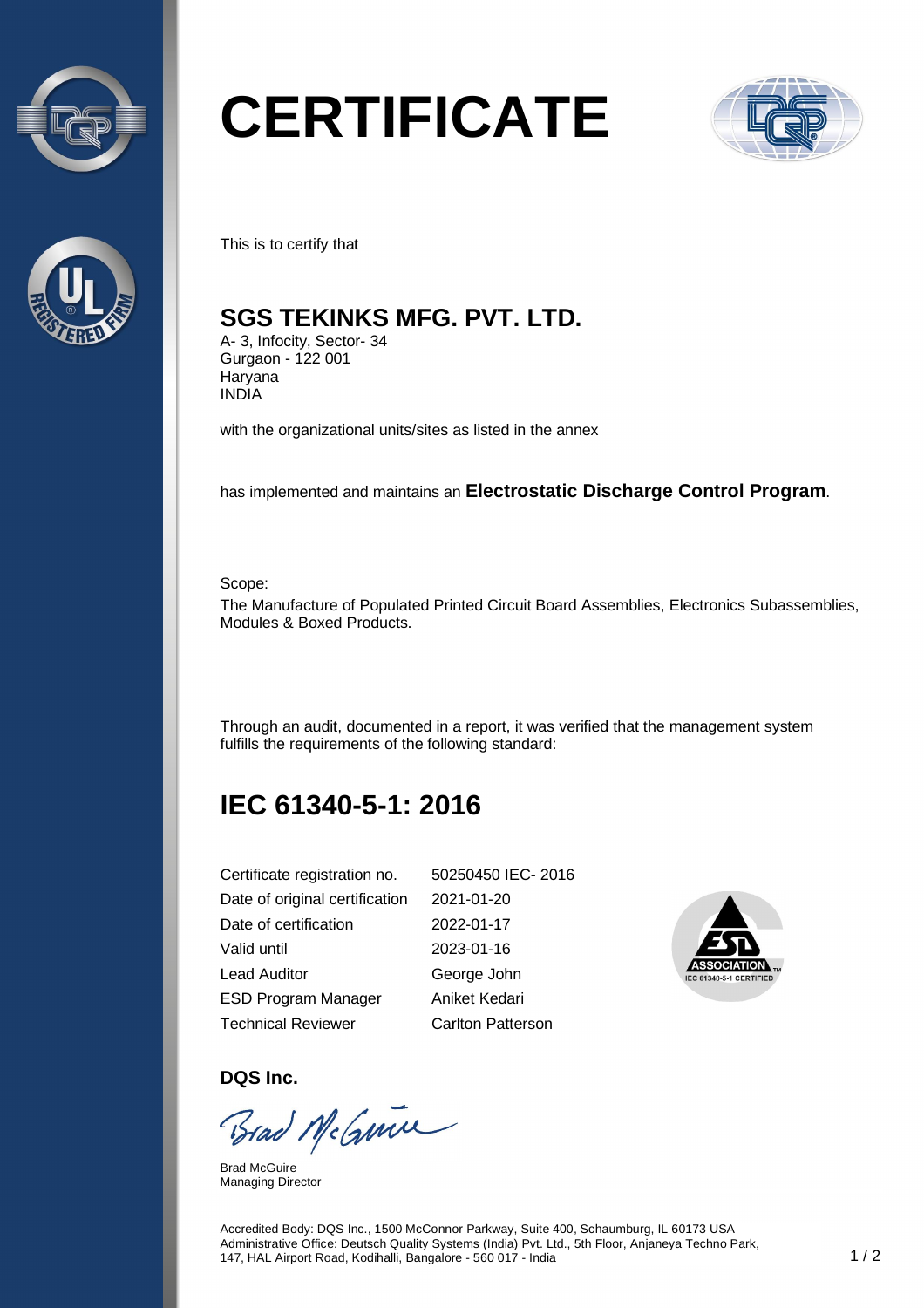# CERTIFICATE

This is to certify that

## SGS TEKINKS MFG. PVT. LTD.

A- 3, Infocity, Sector- 34
Gurgaon - 122 001
Haryana
INDIA

with the organizational units/sites as listed in the annex

has implemented and maintains an **Electrostatic Discharge Control Program**.

Scope:
The Manufacture of Populated Printed Circuit Board Assemblies, Electronics Subassemblies, Modules & Boxed Products.

Through an audit, documented in a report, it was verified that the management system fulfills the requirements of the following standard:

## IEC 61340-5-1: 2016

| | |
|---|---|
| Certificate registration no. | 50250450 IEC- 2016 |
| Date of original certification | 2021-01-20 |
| Date of certification | 2022-01-17 |
| Valid until | 2023-01-16 |
| Lead Auditor | George John |
| ESD Program Manager | Aniket Kedari |
| Technical Reviewer | Carlton Patterson |

ESD ASSOCIATION™ IEC 61340-5-1 CERTIFIED

**DQS Inc.**

Brad McGuire
Managing Director

Accredited Body: DQS Inc., 1500 McConnor Parkway, Suite 400, Schaumburg, IL 60173 USA
Administrative Office: Deutsch Quality Systems (India) Pvt. Ltd., 5th Floor, Anjaneya Techno Park, 147, HAL Airport Road, Kodihalli, Bangalore - 560 017 - India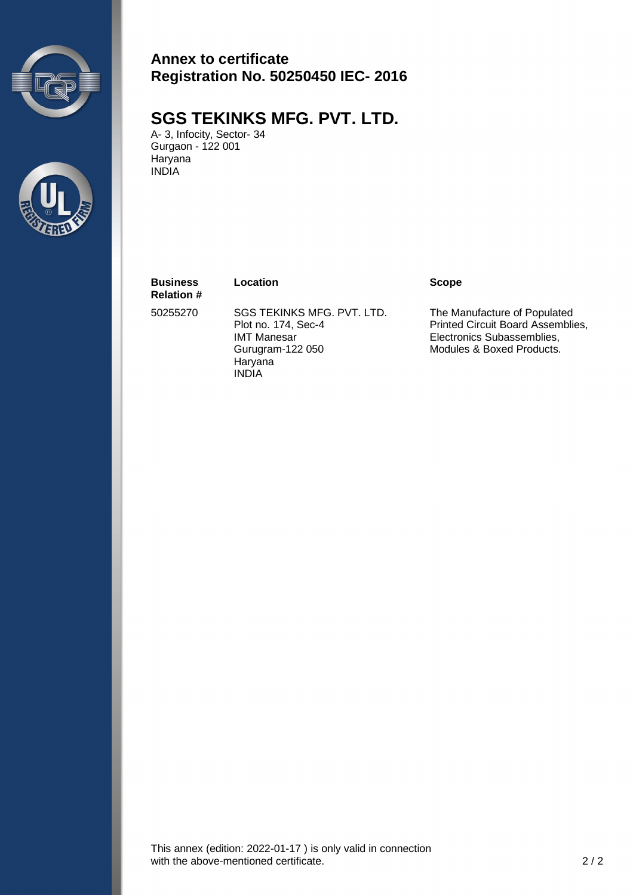**Annex to certificate**
**Registration No. 50250450 IEC- 2016**

# SGS TEKINKS MFG. PVT. LTD.

A- 3, Infocity, Sector- 34
Gurgaon - 122 001
Haryana
INDIA

| Business Relation # | Location | Scope |
|---|---|---|
| 50255270 | SGS TEKINKS MFG. PVT. LTD.<br>Plot no. 174, Sec-4<br>IMT Manesar<br>Gurugram-122 050<br>Haryana<br>INDIA | The Manufacture of Populated Printed Circuit Board Assemblies, Electronics Subassemblies, Modules & Boxed Products. |

This annex (edition: 2022-01-17 ) is only valid in connection with the above-mentioned certificate.